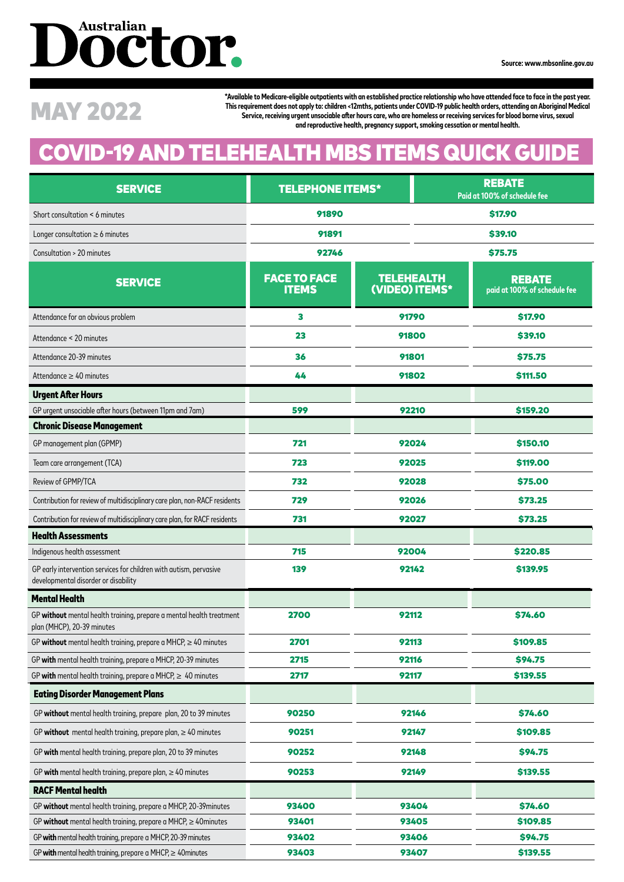# Australian Doctor.

Source: www.mbsonline.gov.au

## MAY 2022

*Available to Medicare-eligible outpatients with an established practice relationship who have attended face to face in the past year. This requirement does not apply to: children <12mths, patients under COVID-19 public health orders, attending an Aboriginal Medical Service, receiving urgent unsociable after hours care, who are homeless or receiving services for blood borne virus, sexual and reproductive health, pregnancy support, smoking cessation or mental health.

# COVID-19 AND TELEHEALTH MBS ITEMS QUICK GUIDE

| SERVICE | TELEPHONE ITEMS* | REBATE Paid at 100% of schedule fee |
|---|---|---|
| Short consultation < 6 minutes | 91890 | $17.90 |
| Longer consultation ≥ 6 minutes | 91891 | $39.10 |
| Consultation > 20 minutes | 92746 | $75.75 |

| SERVICE | FACE TO FACE ITEMS | TELEHEALTH (VIDEO) ITEMS* | REBATE paid at 100% of schedule fee |
|---|---|---|---|
| Attendance for an obvious problem | 3 | 91790 | $17.90 |
| Attendance < 20 minutes | 23 | 91800 | $39.10 |
| Attendance 20-39 minutes | 36 | 91801 | $75.75 |
| Attendance ≥ 40 minutes | 44 | 91802 | $111.50 |
| **Urgent After Hours** | | | |
| GP urgent unsociable after hours (between 11pm and 7am) | 599 | 92210 | $159.20 |
| **Chronic Disease Management** | | | |
| GP management plan (GPMP) | 721 | 92024 | $150.10 |
| Team care arrangement (TCA) | 723 | 92025 | $119.00 |
| Review of GPMP/TCA | 732 | 92028 | $75.00 |
| Contribution for review of multidisciplinary care plan, non-RACF residents | 729 | 92026 | $73.25 |
| Contribution for review of multidisciplinary care plan, for RACF residents | 731 | 92027 | $73.25 |
| **Health Assessments** | | | |
| Indigenous health assessment | 715 | 92004 | $220.85 |
| GP early intervention services for children with autism, pervasive developmental disorder or disability | 139 | 92142 | $139.95 |
| **Mental Health** | | | |
| GP **without** mental health training, prepare a mental health treatment plan (MHCP), 20-39 minutes | 2700 | 92112 | $74.60 |
| GP **without** mental health training, prepare a MHCP, ≥ 40 minutes | 2701 | 92113 | $109.85 |
| GP **with** mental health training, prepare a MHCP, 20-39 minutes | 2715 | 92116 | $94.75 |
| GP **with** mental health training, prepare a MHCP, ≥ 40 minutes | 2717 | 92117 | $139.55 |
| **Eating Disorder Management Plans** | | | |
| GP **without** mental health training, prepare plan, 20 to 39 minutes | 90250 | 92146 | $74.60 |
| GP **without** mental health training, prepare plan, ≥ 40 minutes | 90251 | 92147 | $109.85 |
| GP **with** mental health training, prepare plan, 20 to 39 minutes | 90252 | 92148 | $94.75 |
| GP **with** mental health training, prepare plan, ≥ 40 minutes | 90253 | 92149 | $139.55 |
| **RACF Mental health** | | | |
| GP **without** mental health training, prepare a MHCP, 20-39minutes | 93400 | 93404 | $74.60 |
| GP **without** mental health training, prepare a MHCP, ≥ 40minutes | 93401 | 93405 | $109.85 |
| GP **with** mental health training, prepare a MHCP, 20-39 minutes | 93402 | 93406 | $94.75 |
| GP **with** mental health training, prepare a MHCP, ≥ 40minutes | 93403 | 93407 | $139.55 |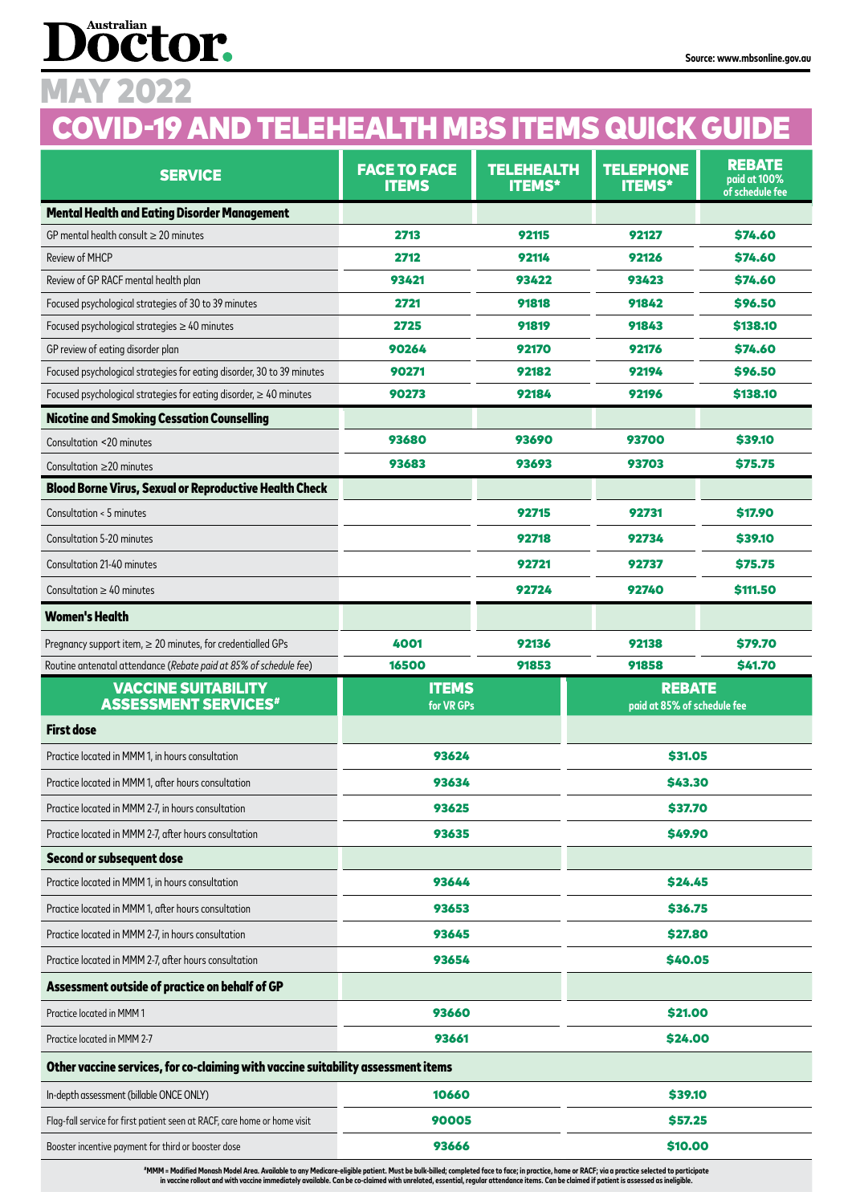# Australian Doctor

Source: www.mbsonline.gov.au

# MAY 2022

## COVID-19 AND TELEHEALTH MBS ITEMS QUICK GUIDE

| SERVICE | FACE TO FACE ITEMS | TELEHEALTH ITEMS* | TELEPHONE ITEMS* | REBATE paid at 100% of schedule fee |
|---|---|---|---|---|
| **Mental Health and Eating Disorder Management** | | | | |
| GP mental health consult ≥ 20 minutes | 2713 | 92115 | 92127 | $74.60 |
| Review of MHCP | 2712 | 92114 | 92126 | $74.60 |
| Review of GP RACF mental health plan | 93421 | 93422 | 93423 | $74.60 |
| Focused psychological strategies of 30 to 39 minutes | 2721 | 91818 | 91842 | $96.50 |
| Focused psychological strategies ≥ 40 minutes | 2725 | 91819 | 91843 | $138.10 |
| GP review of eating disorder plan | 90264 | 92170 | 92176 | $74.60 |
| Focused psychological strategies for eating disorder, 30 to 39 minutes | 90271 | 92182 | 92194 | $96.50 |
| Focused psychological strategies for eating disorder, ≥ 40 minutes | 90273 | 92184 | 92196 | $138.10 |
| **Nicotine and Smoking Cessation Counselling** | | | | |
| Consultation <20 minutes | 93680 | 93690 | 93700 | $39.10 |
| Consultation ≥20 minutes | 93683 | 93693 | 93703 | $75.75 |
| **Blood Borne Virus, Sexual or Reproductive Health Check** | | | | |
| Consultation < 5 minutes | | 92715 | 92731 | $17.90 |
| Consultation 5-20 minutes | | 92718 | 92734 | $39.10 |
| Consultation 21-40 minutes | | 92721 | 92737 | $75.75 |
| Consultation ≥ 40 minutes | | 92724 | 92740 | $111.50 |
| **Women's Health** | | | | |
| Pregnancy support item, ≥ 20 minutes, for credentialled GPs | 4001 | 92136 | 92138 | $79.70 |
| Routine antenatal attendance (*Rebate paid at 85% of schedule fee*) | 16500 | 91853 | 91858 | $41.70 |

| VACCINE SUITABILITY ASSESSMENT SERVICES# | ITEMS for VR GPs | REBATE paid at 85% of schedule fee |
|---|---|---|
| **First dose** | | |
| Practice located in MMM 1, in hours consultation | 93624 | $31.05 |
| Practice located in MMM 1, after hours consultation | 93634 | $43.30 |
| Practice located in MMM 2-7, in hours consultation | 93625 | $37.70 |
| Practice located in MMM 2-7, after hours consultation | 93635 | $49.90 |
| **Second or subsequent dose** | | |
| Practice located in MMM 1, in hours consultation | 93644 | $24.45 |
| Practice located in MMM 1, after hours consultation | 93653 | $36.75 |
| Practice located in MMM 2-7, in hours consultation | 93645 | $27.80 |
| Practice located in MMM 2-7, after hours consultation | 93654 | $40.05 |
| **Assessment outside of practice on behalf of GP** | | |
| Practice located in MMM 1 | 93660 | $21.00 |
| Practice located in MMM 2-7 | 93661 | $24.00 |
| **Other vaccine services, for co-claiming with vaccine suitability assessment items** | | |
| In-depth assessment (billable ONCE ONLY) | 10660 | $39.10 |
| Flag-fall service for first patient seen at RACF, care home or home visit | 90005 | $57.25 |
| Booster incentive payment for third or booster dose | 93666 | $10.00 |

#MMM = Modified Monash Model Area. Available to any Medicare-eligible patient. Must be bulk-billed; completed face to face; in practice, home or RACF; via a practice selected to participate in vaccine rollout and with vaccine immediately available. Can be co-claimed with unrelated, essential, regular attendance items. Can be claimed if patient is assessed as ineligible.